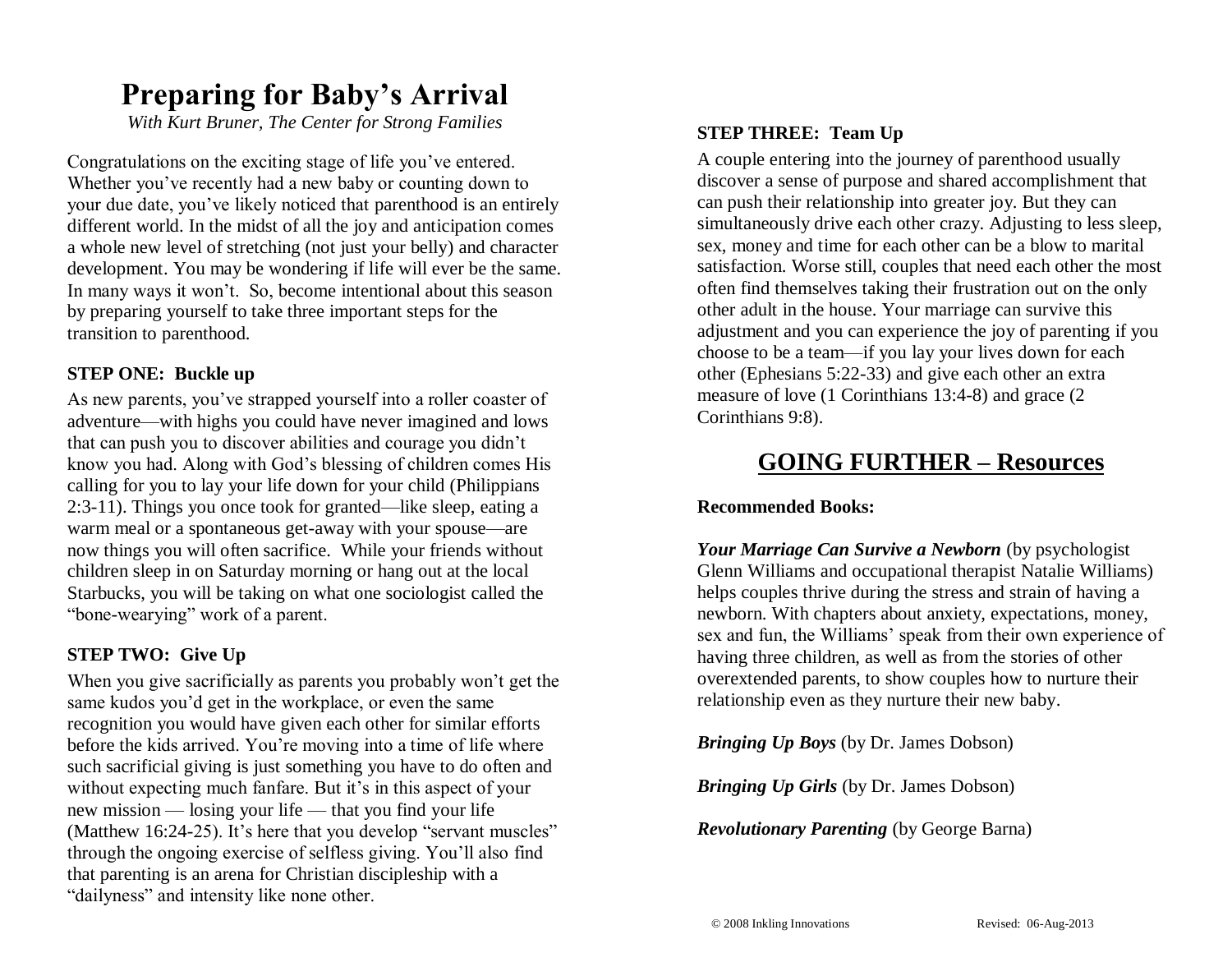# Preparing for Baby's Arrival

*With Kurt Bruner, The Center for Strong Families*

Congratulations on the exciting stage of life you've entered. Whether you've recently had a new baby or counting down to your due date, you've likely noticed that parenthood is an entirely different world. In the midst of all the joy and anticipation comes a whole new level of stretching (not just your belly) and character development. You may be wondering if life will ever be the same. In many ways it won't. So, become intentional about this season by preparing yourself to take three important steps for the transition to parenthood.

### STEP ONE: Buckle up

As new parents, you've strapped yourself into a roller coaster of adventure—with highs you could have never imagined and lows that can push you to discover abilities and courage you didn't know you had. Along with God's blessing of children comes His calling for you to lay your life down for your child (Philippians 2:3-11). Things you once took for granted—like sleep, eating a warm meal or a spontaneous get-away with your spouse—are now things you will often sacrifice. While your friends without children sleep in on Saturday morning or hang out at the local Starbucks, you will be taking on what one sociologist called the "bone-wearying" work of a parent.

### STEP TWO: Give Up

When you give sacrificially as parents you probably won't get the same kudos you'd get in the workplace, or even the same recognition you would have given each other for similar efforts before the kids arrived. You're moving into a time of life where such sacrificial giving is just something you have to do often and without expecting much fanfare. But it's in this aspect of your new mission — losing your life — that you find your life (Matthew 16:24-25). It's here that you develop "servant muscles" through the ongoing exercise of selfless giving. You'll also find that parenting is an arena for Christian discipleship with a "dailyness" and intensity like none other.

### STEP THREE: Team Up

A couple entering into the journey of parenthood usually discover a sense of purpose and shared accomplishment that can push their relationship into greater joy. But they can simultaneously drive each other crazy. Adjusting to less sleep, sex, money and time for each other can be a blow to marital satisfaction. Worse still, couples that need each other the most often find themselves taking their frustration out on the only other adult in the house. Your marriage can survive this adjustment and you can experience the joy of parenting if you choose to be a team—if you lay your lives down for each other (Ephesians 5:22-33) and give each other an extra measure of love (1 Corinthians 13:4-8) and grace (2 Corinthians 9:8).

## GOING FURTHER – Resources

**Recommended Books:**

***Your Marriage Can Survive a Newborn*** (by psychologist Glenn Williams and occupational therapist Natalie Williams) helps couples thrive during the stress and strain of having a newborn. With chapters about anxiety, expectations, money, sex and fun, the Williams' speak from their own experience of having three children, as well as from the stories of other overextended parents, to show couples how to nurture their relationship even as they nurture their new baby.

***Bringing Up Boys*** (by Dr. James Dobson)

***Bringing Up Girls*** (by Dr. James Dobson)

***Revolutionary Parenting*** (by George Barna)

© 2008 Inkling Innovations Revised: 06-Aug-2013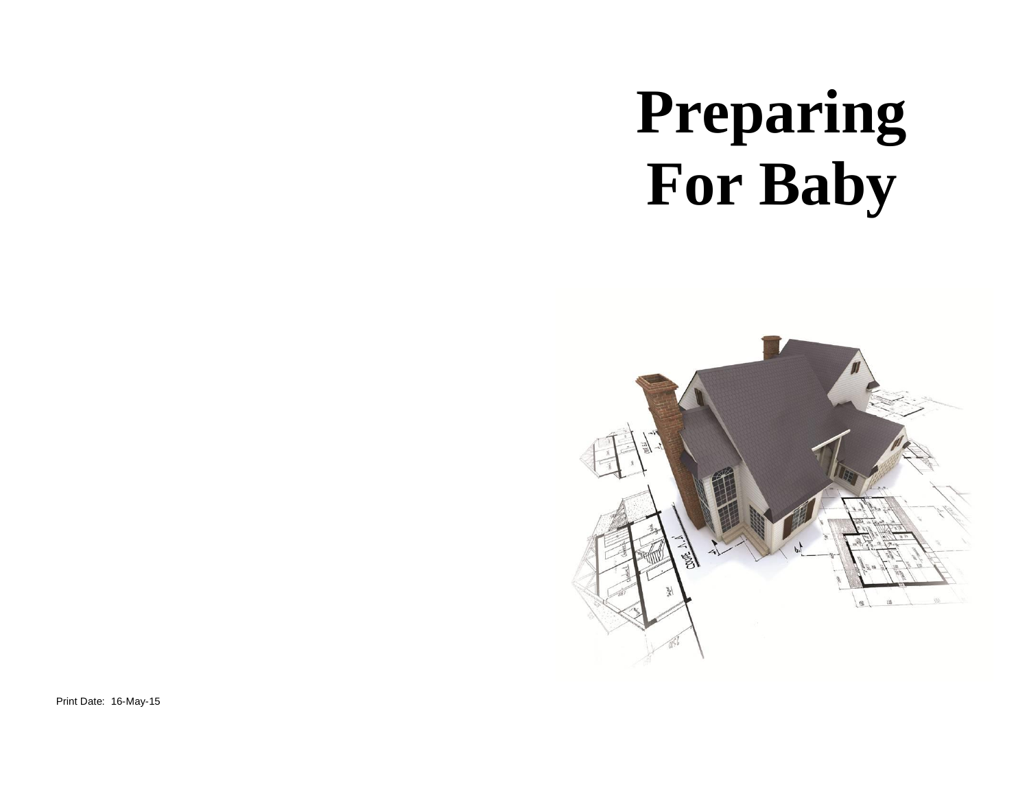# Preparing For Baby

Print Date: 16-May-15